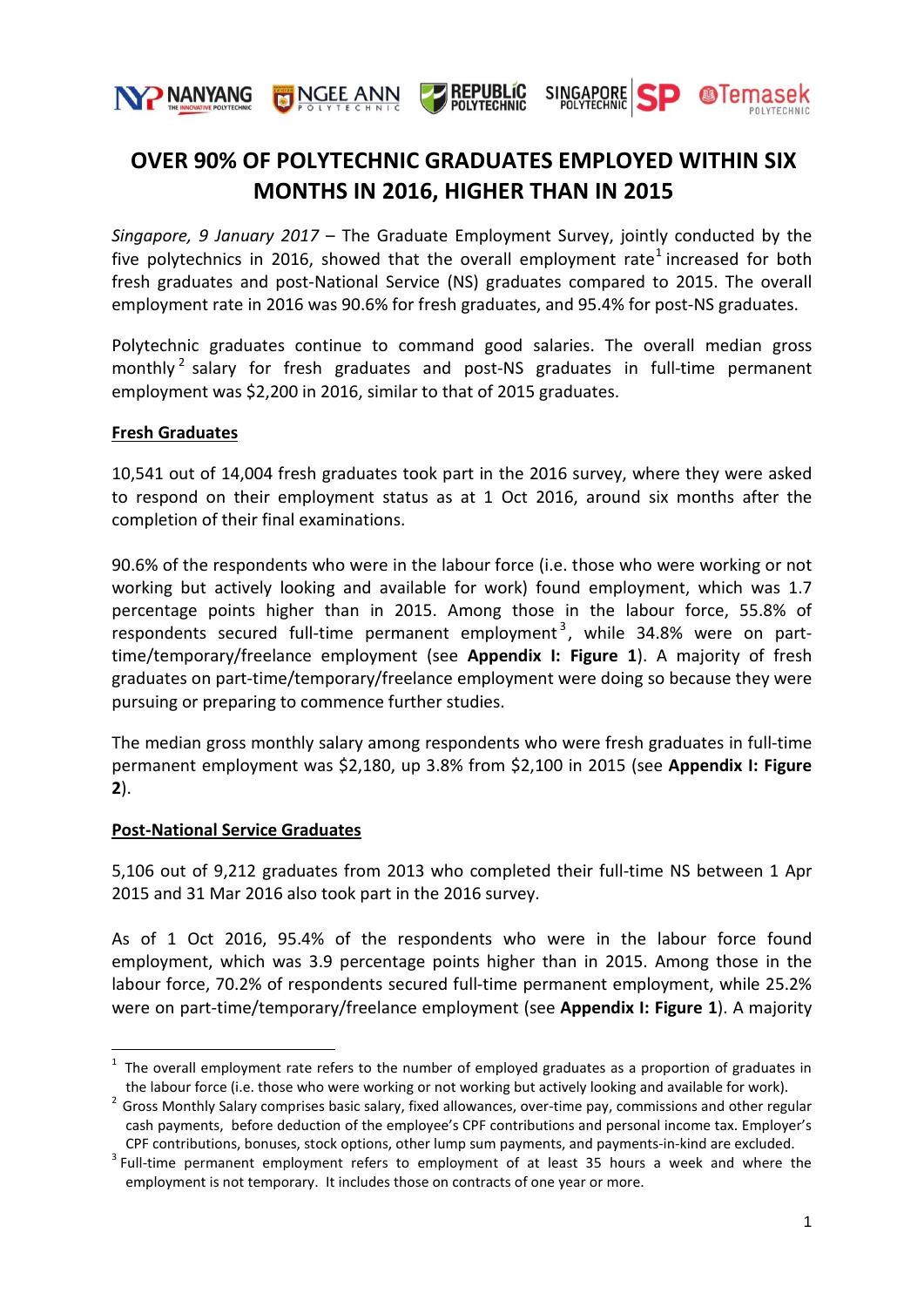# OVER 90% OF POLYTECHNIC GRADUATES EMPLOYED WITHIN SIX MONTHS IN 2016, HIGHER THAN IN 2015

*Singapore, 9 January 2017* – The Graduate Employment Survey, jointly conducted by the five polytechnics in 2016, showed that the overall employment rate[1] increased for both fresh graduates and post-National Service (NS) graduates compared to 2015. The overall employment rate in 2016 was 90.6% for fresh graduates, and 95.4% for post-NS graduates.

Polytechnic graduates continue to command good salaries. The overall median gross monthly[2] salary for fresh graduates and post-NS graduates in full-time permanent employment was $2,200 in 2016, similar to that of 2015 graduates.

**Fresh Graduates**

10,541 out of 14,004 fresh graduates took part in the 2016 survey, where they were asked to respond on their employment status as at 1 Oct 2016, around six months after the completion of their final examinations.

90.6% of the respondents who were in the labour force (i.e. those who were working or not working but actively looking and available for work) found employment, which was 1.7 percentage points higher than in 2015. Among those in the labour force, 55.8% of respondents secured full-time permanent employment[3], while 34.8% were on part-time/temporary/freelance employment (see **Appendix I: Figure 1**). A majority of fresh graduates on part-time/temporary/freelance employment were doing so because they were pursuing or preparing to commence further studies.

The median gross monthly salary among respondents who were fresh graduates in full-time permanent employment was $2,180, up 3.8% from $2,100 in 2015 (see **Appendix I: Figure 2**).

**Post-National Service Graduates**

5,106 out of 9,212 graduates from 2013 who completed their full-time NS between 1 Apr 2015 and 31 Mar 2016 also took part in the 2016 survey.

As of 1 Oct 2016, 95.4% of the respondents who were in the labour force found employment, which was 3.9 percentage points higher than in 2015. Among those in the labour force, 70.2% of respondents secured full-time permanent employment, while 25.2% were on part-time/temporary/freelance employment (see **Appendix I: Figure 1**). A majority

---

[1] The overall employment rate refers to the number of employed graduates as a proportion of graduates in the labour force (i.e. those who were working or not working but actively looking and available for work).

[2] Gross Monthly Salary comprises basic salary, fixed allowances, over-time pay, commissions and other regular cash payments, before deduction of the employee's CPF contributions and personal income tax. Employer's CPF contributions, bonuses, stock options, other lump sum payments, and payments-in-kind are excluded.

[3] Full-time permanent employment refers to employment of at least 35 hours a week and where the employment is not temporary. It includes those on contracts of one year or more.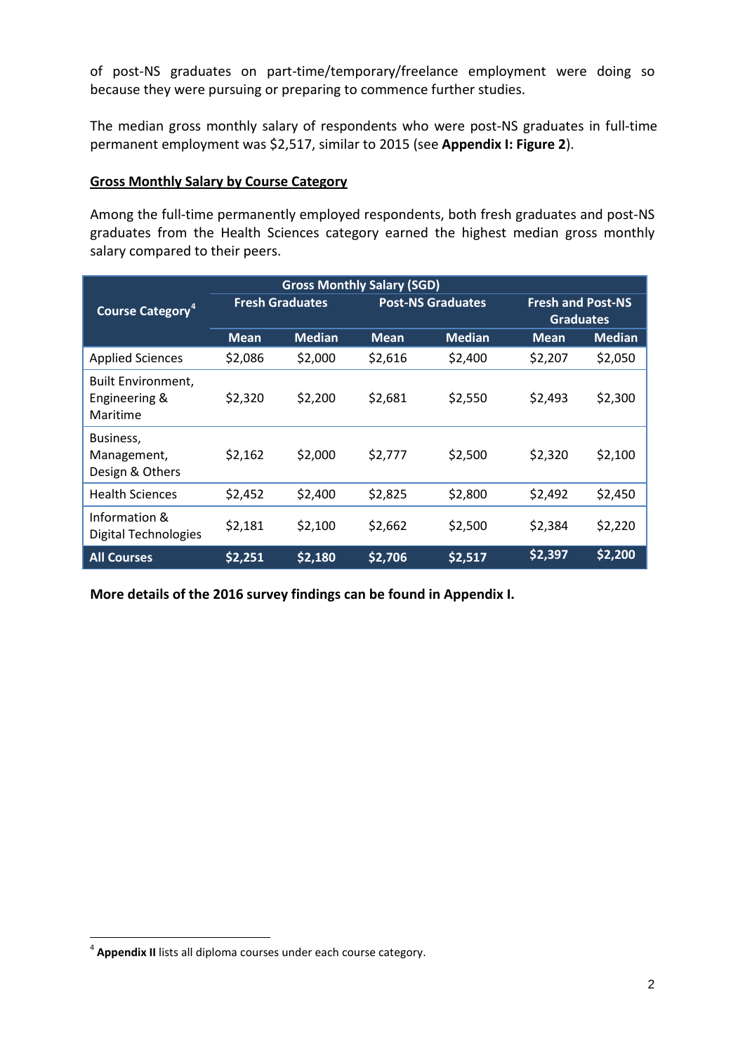of post-NS graduates on part-time/temporary/freelance employment were doing so because they were pursuing or preparing to commence further studies.

The median gross monthly salary of respondents who were post-NS graduates in full-time permanent employment was $2,517, similar to 2015 (see **Appendix I: Figure 2**).

**Gross Monthly Salary by Course Category**

Among the full-time permanently employed respondents, both fresh graduates and post-NS graduates from the Health Sciences category earned the highest median gross monthly salary compared to their peers.

| Course Category[4] | Gross Monthly Salary (SGD) | | | | | |
|---|---|---|---|---|---|---|
| | Fresh Graduates | | Post-NS Graduates | | Fresh and Post-NS Graduates | |
| | Mean | Median | Mean | Median | Mean | Median |
| Applied Sciences | $2,086 | $2,000 | $2,616 | $2,400 | $2,207 | $2,050 |
| Built Environment, Engineering & Maritime | $2,320 | $2,200 | $2,681 | $2,550 | $2,493 | $2,300 |
| Business, Management, Design & Others | $2,162 | $2,000 | $2,777 | $2,500 | $2,320 | $2,100 |
| Health Sciences | $2,452 | $2,400 | $2,825 | $2,800 | $2,492 | $2,450 |
| Information & Digital Technologies | $2,181 | $2,100 | $2,662 | $2,500 | $2,384 | $2,220 |
| **All Courses** | **$2,251** | **$2,180** | **$2,706** | **$2,517** | **$2,397** | **$2,200** |

**More details of the 2016 survey findings can be found in Appendix I.**

[4] **Appendix II** lists all diploma courses under each course category.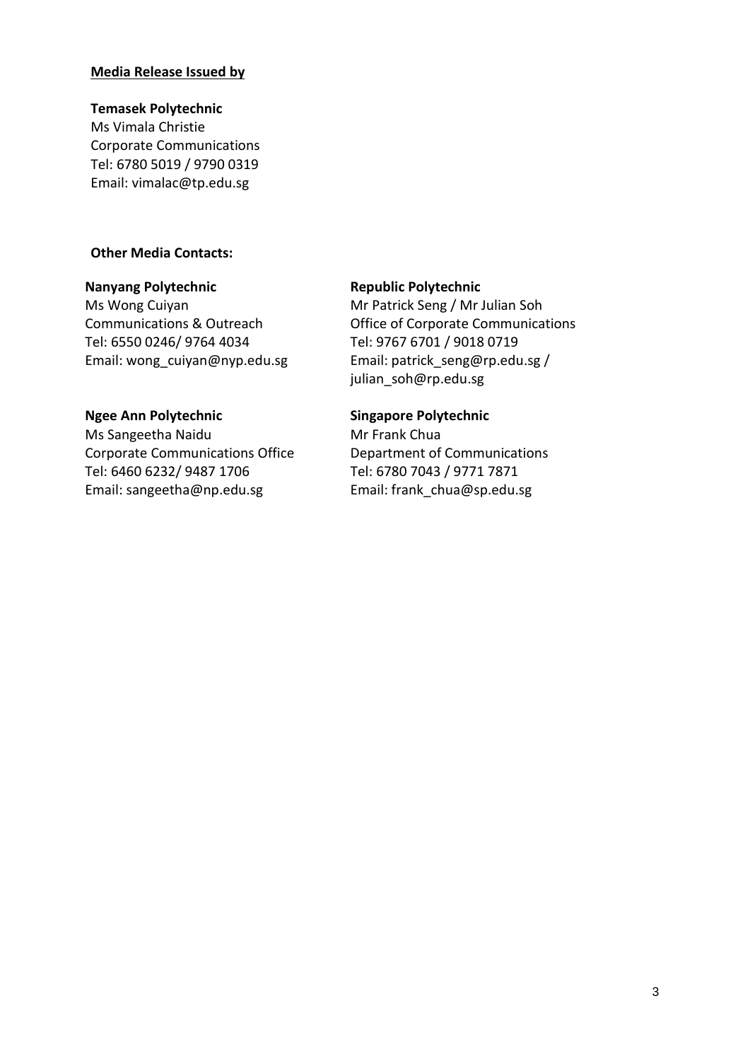**Media Release Issued by**

**Temasek Polytechnic**
Ms Vimala Christie
Corporate Communications
Tel: 6780 5019 / 9790 0319
Email: vimalac@tp.edu.sg

**Other Media Contacts:**

**Nanyang Polytechnic**
Ms Wong Cuiyan
Communications & Outreach
Tel: 6550 0246/ 9764 4034
Email: wong_cuiyan@nyp.edu.sg

**Republic Polytechnic**
Mr Patrick Seng / Mr Julian Soh
Office of Corporate Communications
Tel: 9767 6701 / 9018 0719
Email: patrick_seng@rp.edu.sg / julian_soh@rp.edu.sg

**Ngee Ann Polytechnic**
Ms Sangeetha Naidu
Corporate Communications Office
Tel: 6460 6232/ 9487 1706
Email: sangeetha@np.edu.sg

**Singapore Polytechnic**
Mr Frank Chua
Department of Communications
Tel: 6780 7043 / 9771 7871
Email: frank_chua@sp.edu.sg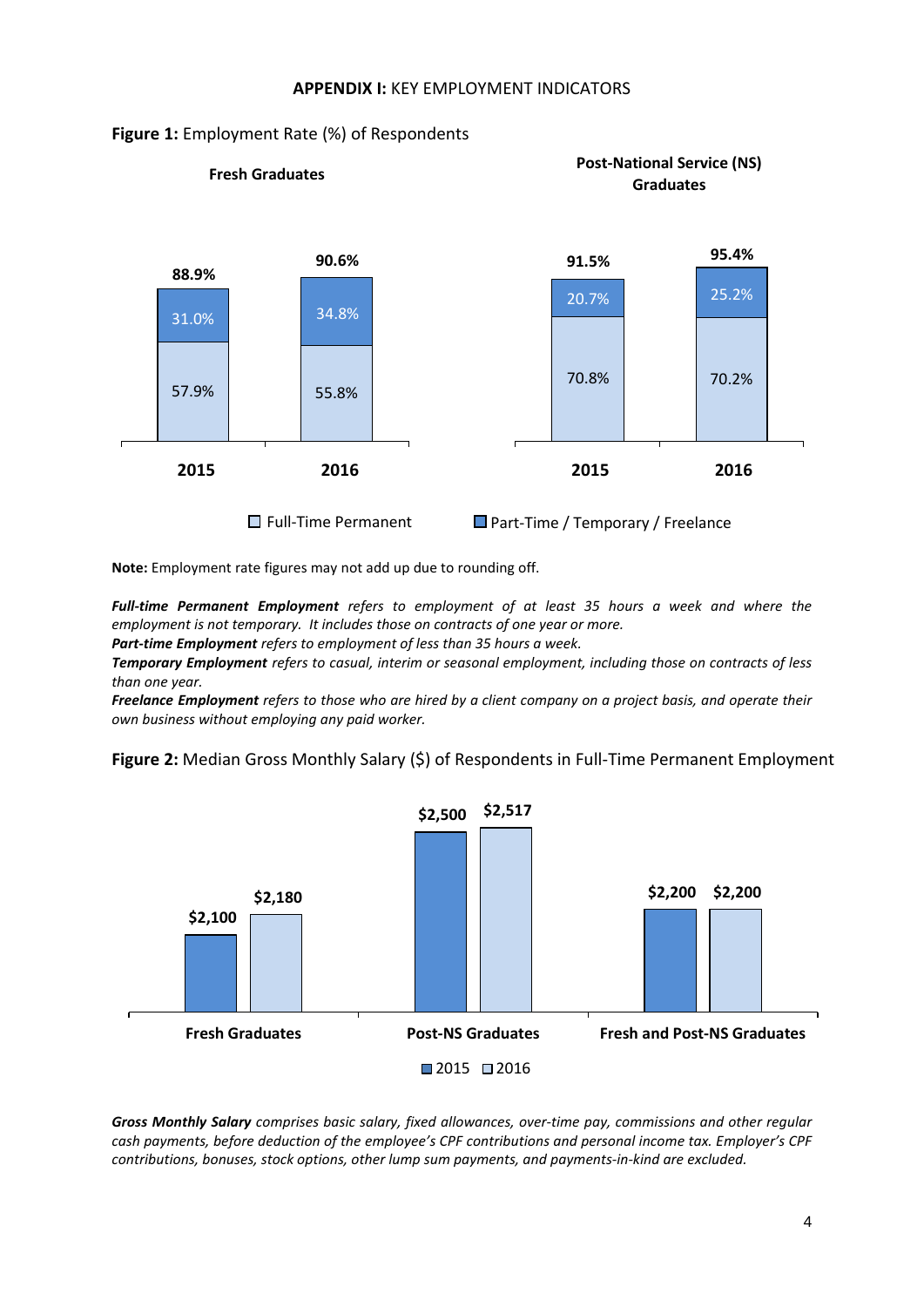**APPENDIX I:** KEY EMPLOYMENT INDICATORS

**Figure 1:** Employment Rate (%) of Respondents

**Fresh Graduates**

| | 2015 | 2016 |
|---|---|---|
| Full-Time Permanent | 57.9% | 55.8% |
| Part-Time / Temporary / Freelance | 31.0% | 34.8% |
| Total | 88.9% | 90.6% |

**Post-National Service (NS) Graduates**

| | 2015 | 2016 |
|---|---|---|
| Full-Time Permanent | 70.8% | 70.2% |
| Part-Time / Temporary / Freelance | 20.7% | 25.2% |
| Total | 91.5% | 95.4% |

**Note:** Employment rate figures may not add up due to rounding off.

***Full-time Permanent Employment*** *refers to employment of at least 35 hours a week and where the employment is not temporary. It includes those on contracts of one year or more.*

***Part-time Employment*** *refers to employment of less than 35 hours a week.*

***Temporary Employment*** *refers to casual, interim or seasonal employment, including those on contracts of less than one year.*

***Freelance Employment*** *refers to those who are hired by a client company on a project basis, and operate their own business without employing any paid worker.*

**Figure 2:** Median Gross Monthly Salary ($) of Respondents in Full-Time Permanent Employment

| | 2015 | 2016 |
|---|---|---|
| Fresh Graduates | $2,100 | $2,180 |
| Post-NS Graduates | $2,500 | $2,517 |
| Fresh and Post-NS Graduates | $2,200 | $2,200 |

***Gross Monthly Salary*** *comprises basic salary, fixed allowances, over-time pay, commissions and other regular cash payments, before deduction of the employee's CPF contributions and personal income tax. Employer's CPF contributions, bonuses, stock options, other lump sum payments, and payments-in-kind are excluded.*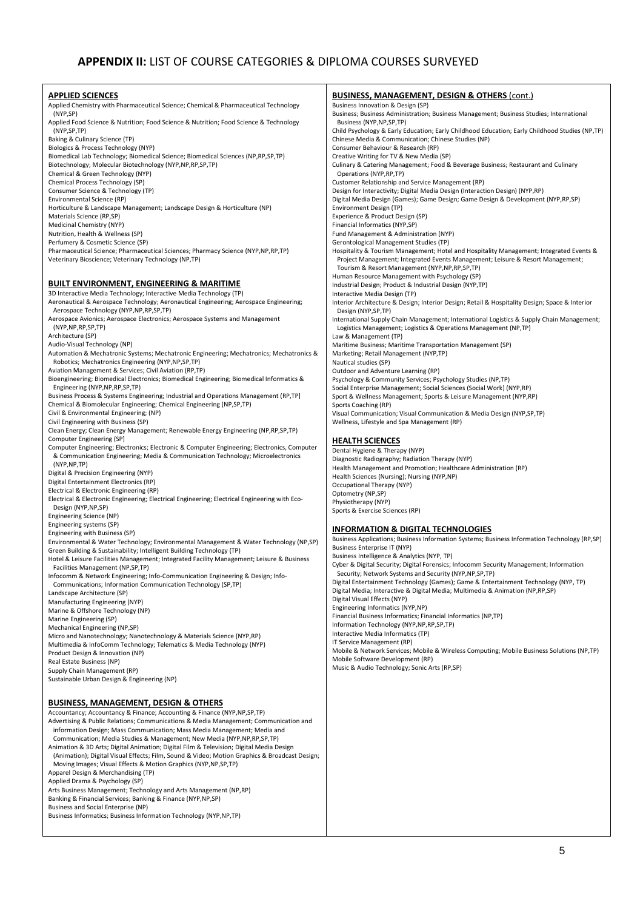# APPENDIX II: LIST OF COURSE CATEGORIES & DIPLOMA COURSES SURVEYED

## APPLIED SCIENCES

Applied Chemistry with Pharmaceutical Science; Chemical & Pharmaceutical Technology (NYP,SP)
Applied Food Science & Nutrition; Food Science & Nutrition; Food Science & Technology (NYP,SP,TP)
Baking & Culinary Science (TP)
Biologics & Process Technology (NYP)
Biomedical Lab Technology; Biomedical Science; Biomedical Sciences (NP,RP,SP,TP)
Biotechnology; Molecular Biotechnology (NYP,NP,RP,SP,TP)
Chemical & Green Technology (NYP)
Chemical Process Technology (SP)
Consumer Science & Technology (TP)
Environmental Science (RP)
Horticulture & Landscape Management; Landscape Design & Horticulture (NP)
Materials Science (RP,SP)
Medicinal Chemistry (NYP)
Nutrition, Health & Wellness (SP)
Perfumery & Cosmetic Science (SP)
Pharmaceutical Science; Pharmaceutical Sciences; Pharmacy Science (NYP,NP,RP,TP)
Veterinary Bioscience; Veterinary Technology (NP,TP)

## BUILT ENVIRONMENT, ENGINEERING & MARITIME

3D Interactive Media Technology; Interactive Media Technology (TP)
Aeronautical & Aerospace Technology; Aeronautical Engineering; Aerospace Engineering; Aerospace Technology (NYP,NP,RP,SP,TP)
Aerospace Avionics; Aerospace Electronics; Aerospace Systems and Management (NYP,NP,RP,SP,TP)
Architecture (SP)
Audio-Visual Technology (NP)
Automation & Mechatronic Systems; Mechatronic Engineering; Mechatronics; Mechatronics & Robotics; Mechatronics Engineering (NYP,NP,SP,TP)
Aviation Management & Services; Civil Aviation (RP,TP)
Bioengineering; Biomedical Electronics; Biomedical Engineering; Biomedical Informatics & Engineering (NYP,NP,RP,SP,TP)
Business Process & Systems Engineering; Industrial and Operations Management (RP,TP]
Chemical & Biomolecular Engineering; Chemical Engineering (NP,SP,TP)
Civil & Environmental Engineering; (NP)
Civil Engineering with Business (SP)
Clean Energy; Clean Energy Management; Renewable Energy Engineering (NP,RP,SP,TP)
Computer Engineering (SP]
Computer Engineering; Electronics; Electronic & Computer Engineering; Electronics, Computer & Communication Engineering; Media & Communication Technology; Microelectronics (NYP,NP,TP)
Digital & Precision Engineering (NYP)
Digital Entertainment Electronics (RP)
Electrical & Electronic Engineering (RP)
Electrical & Electronic Engineering; Electrical Engineering; Electrical Engineering with Eco-Design (NYP,NP,SP)
Engineering Science (NP)
Engineering systems (SP)
Engineering with Business (SP)
Environmental & Water Technology; Environmental Management & Water Technology (NP,SP)
Green Building & Sustainability; Intelligent Building Technology (TP)
Hotel & Leisure Facilities Management; Integrated Facility Management; Leisure & Business Facilities Management (NP,SP,TP)
Infocomm & Network Engineering; Info-Communication Engineering & Design; Info-Communications; Information Communication Technology (SP,TP)
Landscape Architecture (SP)
Manufacturing Engineering (NYP)
Marine & Offshore Technology (NP)
Marine Engineering (SP)
Mechanical Engineering (NP,SP)
Micro and Nanotechnology; Nanotechnology & Materials Science (NYP,RP)
Multimedia & InfoComm Technology; Telematics & Media Technology (NYP)
Product Design & Innovation (NP)
Real Estate Business (NP)
Supply Chain Management (RP)
Sustainable Urban Design & Engineering (NP)

## BUSINESS, MANAGEMENT, DESIGN & OTHERS

Accountancy; Accountancy & Finance; Accounting & Finance (NYP,NP,SP,TP)
Advertising & Public Relations; Communications & Media Management; Communication and information Design; Mass Communication; Mass Media Management; Media and Communication; Media Studies & Management; New Media (NYP,NP,RP,SP,TP)
Animation & 3D Arts; Digital Animation; Digital Film & Television; Digital Media Design (Animation); Digital Visual Effects; Film, Sound & Video; Motion Graphics & Broadcast Design; Moving Images; Visual Effects & Motion Graphics (NYP,NP,SP,TP)
Apparel Design & Merchandising (TP)
Applied Drama & Psychology (SP)
Arts Business Management; Technology and Arts Management (NP,RP)
Banking & Financial Services; Banking & Finance (NYP,NP,SP)
Business and Social Enterprise (NP)
Business Informatics; Business Information Technology (NYP,NP,TP)

## BUSINESS, MANAGEMENT, DESIGN & OTHERS (cont.)

Business Innovation & Design (SP)
Business; Business Administration; Business Management; Business Studies; International Business (NYP,NP,SP,TP)
Child Psychology & Early Education; Early Childhood Education; Early Childhood Studies (NP,TP)
Chinese Media & Communication; Chinese Studies (NP)
Consumer Behaviour & Research (RP)
Creative Writing for TV & New Media (SP)
Culinary & Catering Management; Food & Beverage Business; Restaurant and Culinary Operations (NYP,RP,TP)
Customer Relationship and Service Management (RP)
Design for Interactivity; Digital Media Design (Interaction Design) (NYP,RP)
Digital Media Design (Games); Game Design; Game Design & Development (NYP,RP,SP)
Environment Design (TP)
Experience & Product Design (SP)
Financial Informatics (NYP,SP)
Fund Management & Administration (NYP)
Gerontological Management Studies (TP)
Hospitality & Tourism Management; Hotel and Hospitality Management; Integrated Events & Project Management; Integrated Events Management; Leisure & Resort Management; Tourism & Resort Management (NYP,NP,RP,SP,TP)
Human Resource Management with Psychology (SP)
Industrial Design; Product & Industrial Design (NYP,TP)
Interactive Media Design (TP)
Interior Architecture & Design; Interior Design; Retail & Hospitality Design; Space & Interior Design (NYP,SP,TP)
International Supply Chain Management; International Logistics & Supply Chain Management; Logistics Management; Logistics & Operations Management (NP,TP)
Law & Management (TP)
Maritime Business; Maritime Transportation Management (SP)
Marketing; Retail Management (NYP,TP)
Nautical studies (SP)
Outdoor and Adventure Learning (RP)
Psychology & Community Services; Psychology Studies (NP,TP)
Social Enterprise Management; Social Sciences (Social Work) (NYP,RP)
Sport & Wellness Management; Sports & Leisure Management (NYP,RP)
Sports Coaching (RP)
Visual Communication; Visual Communication & Media Design (NYP,SP,TP)
Wellness, Lifestyle and Spa Management (RP)

## HEALTH SCIENCES

Dental Hygiene & Therapy (NYP)
Diagnostic Radiography; Radiation Therapy (NYP)
Health Management and Promotion; Healthcare Administration (RP)
Health Sciences (Nursing); Nursing (NYP,NP)
Occupational Therapy (NYP)
Optometry (NP,SP)
Physiotherapy (NYP)
Sports & Exercise Sciences (RP)

## INFORMATION & DIGITAL TECHNOLOGIES

Business Applications; Business Information Systems; Business Information Technology (RP,SP)
Business Enterprise IT (NYP)
Business Intelligence & Analytics (NYP, TP)
Cyber & Digital Security; Digital Forensics; Infocomm Security Management; Information Security; Network Systems and Security (NYP,NP,SP,TP)
Digital Entertainment Technology (Games); Game & Entertainment Technology (NYP, TP)
Digital Media; Interactive & Digital Media; Multimedia & Animation (NP,RP,SP)
Digital Visual Effects (NYP)
Engineering Informatics (NYP,NP)
Financial Business Informatics; Financial Informatics (NP,TP)
Information Technology (NYP,NP,RP,SP,TP)
Interactive Media Informatics (TP)
IT Service Management (RP)
Mobile & Network Services; Mobile & Wireless Computing; Mobile Business Solutions (NP,TP)
Mobile Software Development (RP)
Music & Audio Technology; Sonic Arts (RP,SP)